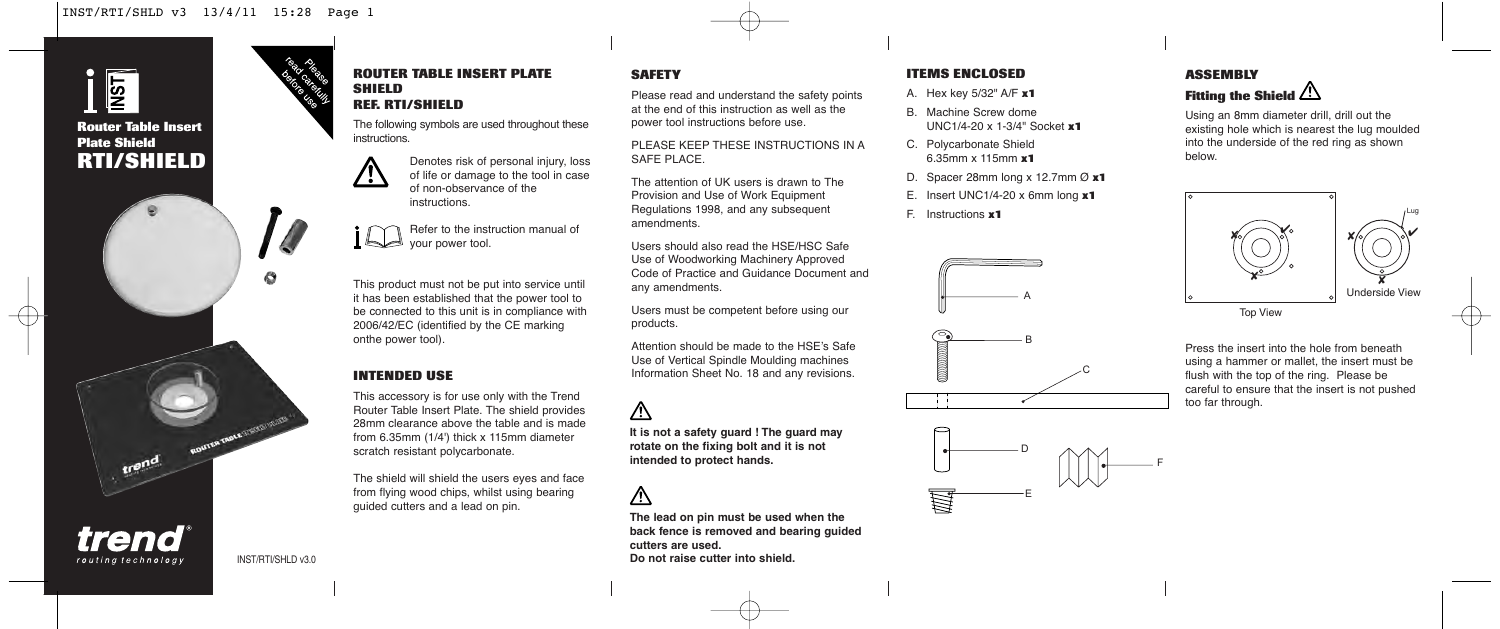# Router Table Insert Plate Shield
# RTI/SHIELD

Please read carefully before use

INST/RTI/SHLD v3.0

## ROUTER TABLE INSERT PLATE SHIELD
## REF. RTI/SHIELD

The following symbols are used throughout these instructions.

⚠ Denotes risk of personal injury, loss of life or damage to the tool in case of non-observance of the instructions.

Refer to the instruction manual of your power tool.

This product must not be put into service until it has been established that the power tool to be connected to this unit is in compliance with 2006/42/EC (identified by the CE marking onthe power tool).

### INTENDED USE

This accessory is for use only with the Trend Router Table Insert Plate. The shield provides 28mm clearance above the table and is made from 6.35mm (1/4') thick x 115mm diameter scratch resistant polycarbonate.

The shield will shield the users eyes and face from flying wood chips, whilst using bearing guided cutters and a lead on pin.

### SAFETY

Please read and understand the safety points at the end of this instruction as well as the power tool instructions before use.

PLEASE KEEP THESE INSTRUCTIONS IN A SAFE PLACE.

The attention of UK users is drawn to The Provision and Use of Work Equipment Regulations 1998, and any subsequent amendments.

Users should also read the HSE/HSC Safe Use of Woodworking Machinery Approved Code of Practice and Guidance Document and any amendments.

Users must be competent before using our products.

Attention should be made to the HSE's Safe Use of Vertical Spindle Moulding machines Information Sheet No. 18 and any revisions.

⚠

**It is not a safety guard ! The guard may rotate on the fixing bolt and it is not intended to protect hands.**

⚠

**The lead on pin must be used when the back fence is removed and bearing guided cutters are used.**
**Do not raise cutter into shield.**

### ITEMS ENCLOSED

- A. Hex key 5/32" A/F **x1**
- B. Machine Screw dome UNC1/4-20 x 1-3/4" Socket **x1**
- C. Polycarbonate Shield 6.35mm x 115mm **x1**
- D. Spacer 28mm long x 12.7mm Ø **x1**
- E. Insert UNC1/4-20 x 6mm long **x1**
- F. Instructions **x1**

### ASSEMBLY

#### Fitting the Shield ⚠

Using an 8mm diameter drill, drill out the existing hole which is nearest the lug moulded into the underside of the red ring as shown below.

Lug

Top View

Underside View

Press the insert into the hole from beneath using a hammer or mallet, the insert must be flush with the top of the ring. Please be careful to ensure that the insert is not pushed too far through.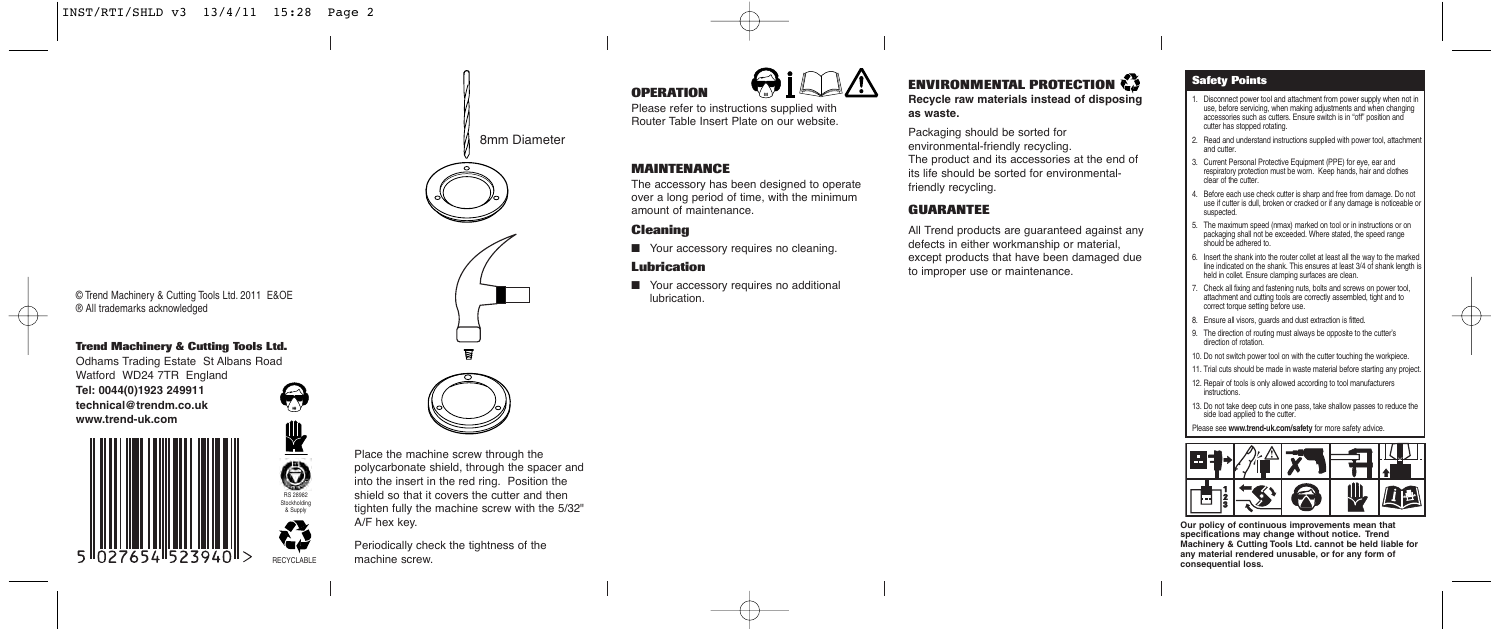© Trend Machinery & Cutting Tools Ltd. 2011 E&OE
® All trademarks acknowledged

**Trend Machinery & Cutting Tools Ltd.**
Odhams Trading Estate St Albans Road
Watford WD24 7TR England
**Tel: 0044(0)1923 249911**
**technical@trendm.co.uk**
**www.trend-uk.com**

5 027654 523940 >

BS 28962 Stockholding & Supply

RECYCLABLE

8mm Diameter

Place the machine screw through the polycarbonate shield, through the spacer and into the insert in the red ring. Position the shield so that it covers the cutter and then tighten fully the machine screw with the 5/32" A/F hex key.

Periodically check the tightness of the machine screw.

## OPERATION

Please refer to instructions supplied with Router Table Insert Plate on our website.

## MAINTENANCE

The accessory has been designed to operate over a long period of time, with the minimum amount of maintenance.

### Cleaning

- Your accessory requires no cleaning.

### Lubrication

- Your accessory requires no additional lubrication.

## ENVIRONMENTAL PROTECTION

**Recycle raw materials instead of disposing as waste.**

Packaging should be sorted for environmental-friendly recycling.
The product and its accessories at the end of its life should be sorted for environmental-friendly recycling.

## GUARANTEE

All Trend products are guaranteed against any defects in either workmanship or material, except products that have been damaged due to improper use or maintenance.

## Safety Points

1. Disconnect power tool and attachment from power supply when not in use, before servicing, when making adjustments and when changing accessories such as cutters. Ensure switch is in "off" position and cutter has stopped rotating.
2. Read and understand instructions supplied with power tool, attachment and cutter.
3. Current Personal Protective Equipment (PPE) for eye, ear and respiratory protection must be worn. Keep hands, hair and clothes clear of the cutter.
4. Before each use check cutter is sharp and free from damage. Do not use if cutter is dull, broken or cracked or if any damage is noticeable or suspected.
5. The maximum speed (nmax) marked on tool or in instructions or on packaging shall not be exceeded. Where stated, the speed range should be adhered to.
6. Insert the shank into the router collet at least all the way to the marked line indicated on the shank. This ensures at least 3/4 of shank length is held in collet. Ensure clamping surfaces are clean.
7. Check all fixing and fastening nuts, bolts and screws on power tool, attachment and cutting tools are correctly assembled, tight and to correct torque setting before use.
8. Ensure all visors, guards and dust extraction is fitted.
9. The direction of routing must always be opposite to the cutter's direction of rotation.
10. Do not switch power tool on with the cutter touching the workpiece.
11. Trial cuts should be made in waste material before starting any project.
12. Repair of tools is only allowed according to tool manufacturers instructions.
13. Do not take deep cuts in one pass, take shallow passes to reduce the side load applied to the cutter.

Please see **www.trend-uk.com/safety** for more safety advice.

**Our policy of continuous improvements mean that specifications may change without notice. Trend Machinery & Cutting Tools Ltd. cannot be held liable for any material rendered unusable, or for any form of consequential loss.**